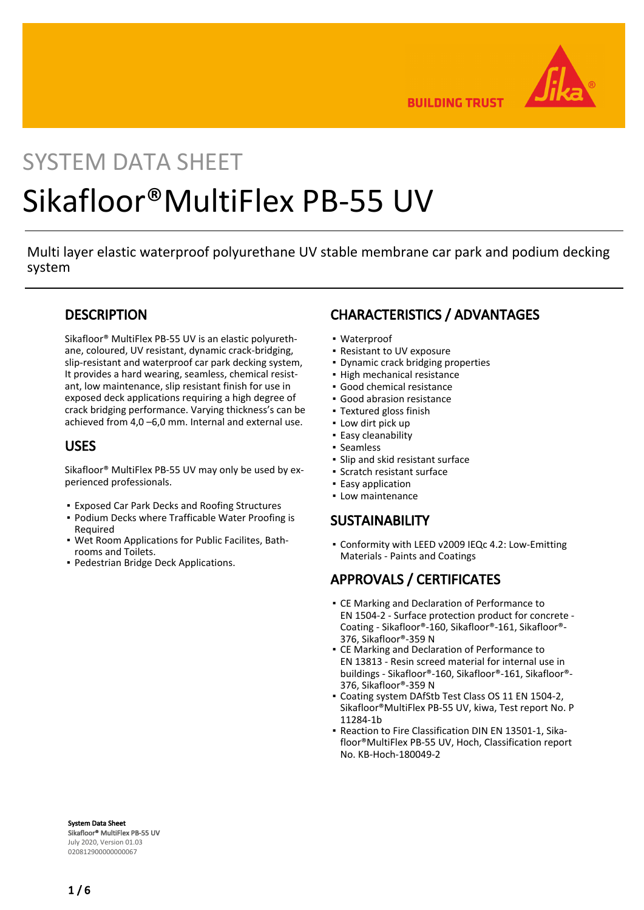SYSTEM DATA SHEET

# Sikafloor®MultiFlex PB-55 UV

Multi layer elastic waterproof polyurethane UV stable membrane car park and podium decking system

## DESCRIPTION

Sikafloor® MultiFlex PB-55 UV is an elastic polyurethane, coloured, UV resistant, dynamic crack-bridging, slip-resistant and waterproof car park decking system, It provides a hard wearing, seamless, chemical resistant, low maintenance, slip resistant finish for use in exposed deck applications requiring a high degree of crack bridging performance. Varying thickness's can be achieved from 4,0 –6,0 mm. Internal and external use.

## USES

Sikafloor® MultiFlex PB-55 UV may only be used by experienced professionals.

- Exposed Car Park Decks and Roofing Structures
- Podium Decks where Trafficable Water Proofing is Required
- Wet Room Applications for Public Facilites, Bathrooms and Toilets.
- Pedestrian Bridge Deck Applications.

## CHARACTERISTICS / ADVANTAGES

- Waterproof
- Resistant to UV exposure
- Dynamic crack bridging properties
- High mechanical resistance
- Good chemical resistance
- Good abrasion resistance
- Textured gloss finish
- Low dirt pick up
- Easy cleanability
- Seamless
- Slip and skid resistant surface
- Scratch resistant surface
- Easy application
- Low maintenance

## SUSTAINABILITY

- Conformity with LEED v2009 IEQc 4.2: Low-Emitting Materials - Paints and Coatings

## APPROVALS / CERTIFICATES

- CE Marking and Declaration of Performance to EN 1504-2 - Surface protection product for concrete - Coating - Sikafloor®-160, Sikafloor®-161, Sikafloor®-376, Sikafloor®-359 N
- CE Marking and Declaration of Performance to EN 13813 - Resin screed material for internal use in buildings - Sikafloor®-160, Sikafloor®-161, Sikafloor®-376, Sikafloor®-359 N
- Coating system DAfStb Test Class OS 11 EN 1504-2, Sikafloor®MultiFlex PB-55 UV, kiwa, Test report No. P 11284-1b
- Reaction to Fire Classification DIN EN 13501-1, Sikafloor®MultiFlex PB-55 UV, Hoch, Classification report No. KB-Hoch-180049-2

**System Data Sheet**
**Sikafloor® MultiFlex PB-55 UV**
July 2020, Version 01.03
020812900000000067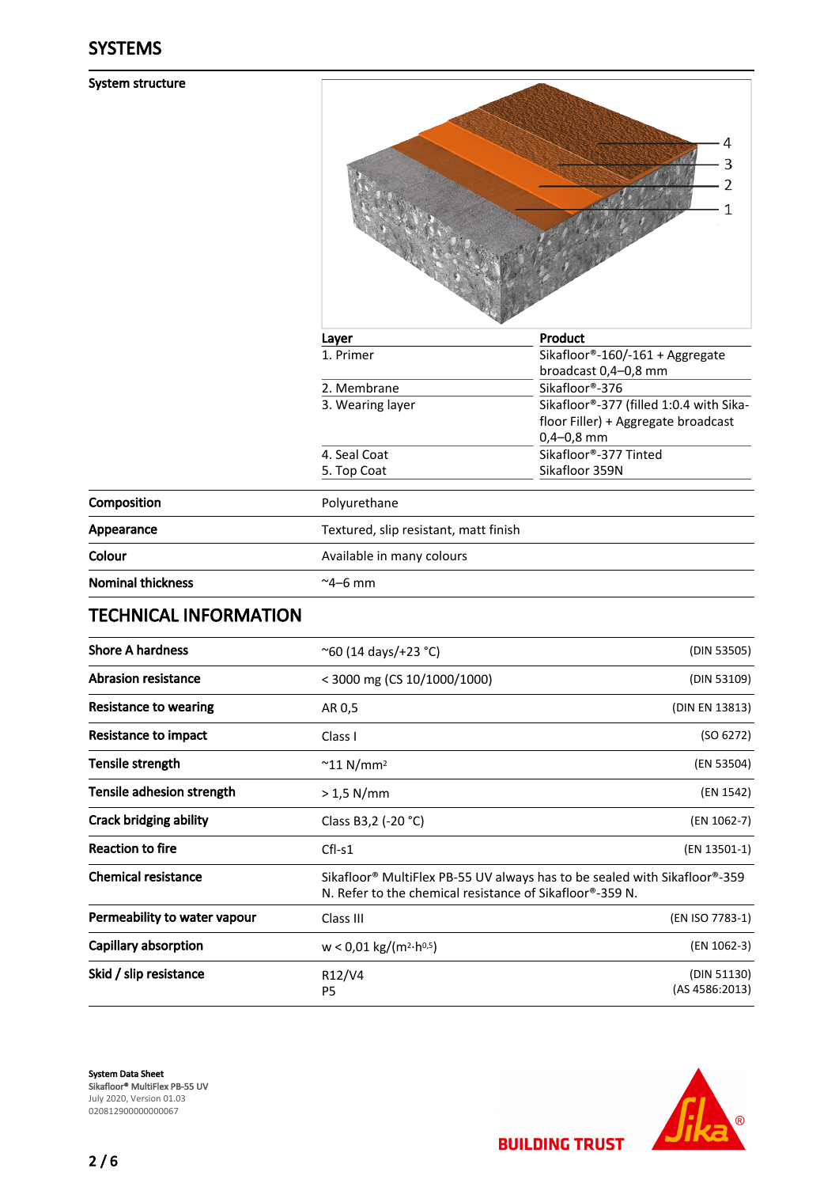## SYSTEMS

**System structure**

| Layer | Product |
|---|---|
| 1. Primer | Sikafloor®-160/-161 + Aggregate broadcast 0,4–0,8 mm |
| 2. Membrane | Sikafloor®-376 |
| 3. Wearing layer | Sikafloor®-377 (filled 1:0.4 with Sika-floor Filler) + Aggregate broadcast 0,4–0,8 mm |
| 4. Seal Coat | Sikafloor®-377 Tinted |
| 5. Top Coat | Sikafloor 359N |

| | |
|---|---|
| **Composition** | Polyurethane |
| **Appearance** | Textured, slip resistant, matt finish |
| **Colour** | Available in many colours |
| **Nominal thickness** | ~4–6 mm |

## TECHNICAL INFORMATION

| | | |
|---|---|---|
| **Shore A hardness** | ~60 (14 days/+23 °C) | (DIN 53505) |
| **Abrasion resistance** | < 3000 mg (CS 10/1000/1000) | (DIN 53109) |
| **Resistance to wearing** | AR 0,5 | (DIN EN 13813) |
| **Resistance to impact** | Class I | (SO 6272) |
| **Tensile strength** | ~11 N/mm² | (EN 53504) |
| **Tensile adhesion strength** | > 1,5 N/mm | (EN 1542) |
| **Crack bridging ability** | Class B3,2 (-20 °C) | (EN 1062-7) |
| **Reaction to fire** | Cfl-s1 | (EN 13501-1) |
| **Chemical resistance** | Sikafloor® MultiFlex PB-55 UV always has to be sealed with Sikafloor®-359 N. Refer to the chemical resistance of Sikafloor®-359 N. | |
| **Permeability to water vapour** | Class III | (EN ISO 7783-1) |
| **Capillary absorption** | w < 0,01 kg/(m²·h$^{0,5}$) | (EN 1062-3) |
| **Skid / slip resistance** | R12/V4<br>P5 | (DIN 51130)<br>(AS 4586:2013) |

**System Data Sheet**
Sikafloor® MultiFlex PB-55 UV
July 2020, Version 01.03
020812900000000067

BUILDING TRUST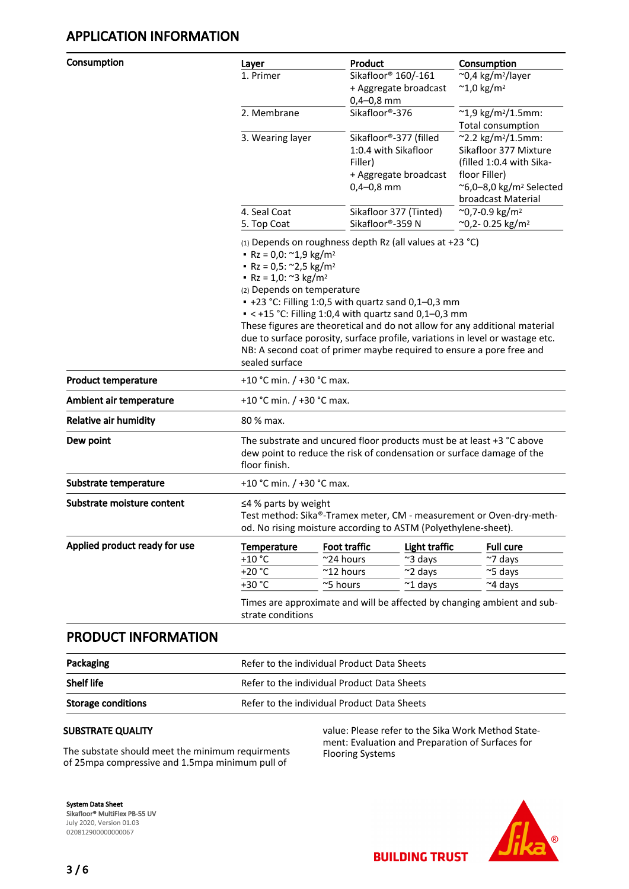## APPLICATION INFORMATION

**Consumption**

| Layer | Product | Consumption |
|---|---|---|
| 1. Primer | Sikafloor® 160/-161<br>+ Aggregate broadcast 0,4–0,8 mm | ~0,4 kg/m²/layer<br>~1,0 kg/m² |
| 2. Membrane | Sikafloor®-376 | ~1,9 kg/m²/1.5mm: Total consumption |
| 3. Wearing layer | Sikafloor®-377 (filled 1:0.4 with Sikafloor Filler)<br>+ Aggregate broadcast 0,4–0,8 mm | ~2.2 kg/m²/1.5mm: Sikafloor 377 Mixture (filled 1:0.4 with Sika-floor Filler)<br>~6,0–8,0 kg/m² Selected broadcast Material |
| 4. Seal Coat<br>5. Top Coat | Sikafloor 377 (Tinted)<br>Sikafloor®-359 N | ~0,7-0.9 kg/m²<br>~0,2- 0.25 kg/m² |

(1) Depends on roughness depth Rz (all values at +23 °C)

- Rz = 0,0: ~1,9 kg/m²
- Rz = 0,5: ~2,5 kg/m²
- Rz = 1,0: ~3 kg/m²

(2) Depends on temperature

- +23 °C: Filling 1:0,5 with quartz sand 0,1–0,3 mm
- < +15 °C: Filling 1:0,4 with quartz sand 0,1–0,3 mm

These figures are theoretical and do not allow for any additional material due to surface porosity, surface profile, variations in level or wastage etc.
NB: A second coat of primer maybe required to ensure a pore free and sealed surface

**Product temperature**

+10 °C min. / +30 °C max.

**Ambient air temperature**

+10 °C min. / +30 °C max.

**Relative air humidity**

80 % max.

**Dew point**

The substrate and uncured floor products must be at least +3 °C above dew point to reduce the risk of condensation or surface damage of the floor finish.

**Substrate temperature**

+10 °C min. / +30 °C max.

**Substrate moisture content**

≤4 % parts by weight
Test method: Sika®-Tramex meter, CM - measurement or Oven-dry-method. No rising moisture according to ASTM (Polyethylene-sheet).

**Applied product ready for use**

| Temperature | Foot traffic | Light traffic | Full cure |
|---|---|---|---|
| +10 °C | ~24 hours | ~3 days | ~7 days |
| +20 °C | ~12 hours | ~2 days | ~5 days |
| +30 °C | ~5 hours | ~1 days | ~4 days |

Times are approximate and will be affected by changing ambient and substrate conditions

## PRODUCT INFORMATION

| | |
|---|---|
| **Packaging** | Refer to the individual Product Data Sheets |
| **Shelf life** | Refer to the individual Product Data Sheets |
| **Storage conditions** | Refer to the individual Product Data Sheets |

### SUBSTRATE QUALITY

The substate should meet the minimum requirments of 25mpa compressive and 1.5mpa minimum pull of value: Please refer to the Sika Work Method Statement: Evaluation and Preparation of Surfaces for Flooring Systems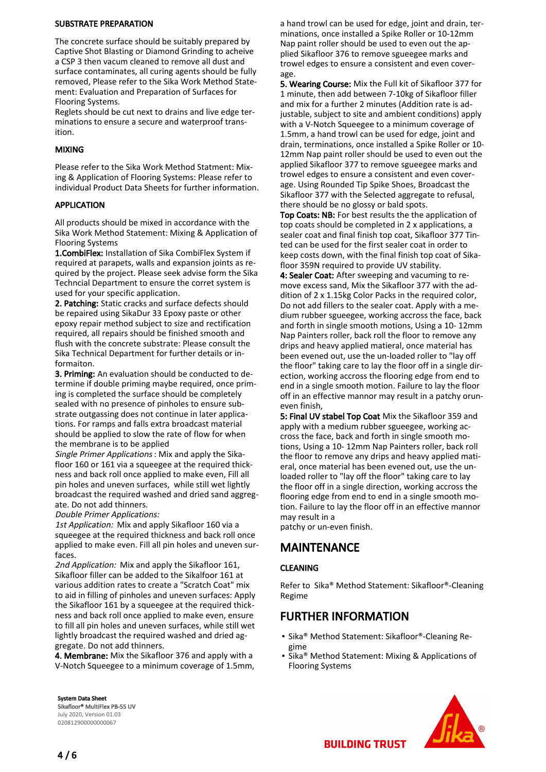### SUBSTRATE PREPARATION

The concrete surface should be suitably prepared by Captive Shot Blasting or Diamond Grinding to acheive a CSP 3 then vacum cleaned to remove all dust and surface contaminates, all curing agents should be fully removed, Please refer to the Sika Work Method Statement: Evaluation and Preparation of Surfaces for Flooring Systems.

Reglets should be cut next to drains and live edge terminations to ensure a secure and waterproof transition.

### MIXING

Please refer to the Sika Work Method Statment: Mixing & Application of Flooring Systems: Please refer to individual Product Data Sheets for further information.

### APPLICATION

All products should be mixed in accordance with the Sika Work Method Statement: Mixing & Application of Flooring Systems

**1.CombiFlex:** Installation of Sika CombiFlex System if required at parapets, walls and expansion joints as required by the project. Please seek advise form the Sika Techncial Department to ensure the corret system is used for your specific application.

**2. Patching:** Static cracks and surface defects should be repaired using SikaDur 33 Epoxy paste or other epoxy repair method subject to size and rectification required, all repairs should be finished smooth and flush with the concrete substrate: Please consult the Sika Technical Department for further details or informaiton.

**3. Priming:** An evaluation should be conducted to determine if double priming maybe required, once priming is completed the surface should be completely sealed with no presence of pinholes to ensure substrate outgassing does not continue in later applications. For ramps and falls extra broadcast material should be applied to slow the rate of flow for when the membrane is to be applied

*Single Primer Applications* : Mix and apply the Sikafloor 160 or 161 via a squeegee at the required thickness and back roll once applied to make even, Fill all pin holes and uneven surfaces, while still wet lightly broadcast the required washed and dried sand aggregate. Do not add thinners.

*Double Primer Applications:*

*1st Application:* Mix and apply Sikafloor 160 via a squeegee at the required thickness and back roll once applied to make even. Fill all pin holes and uneven surfaces.

*2nd Application:* Mix and apply the Sikafloor 161, Sikafloor filler can be added to the Sikalfoor 161 at various addition rates to create a "Scratch Coat" mix to aid in filling of pinholes and uneven surfaces: Apply the Sikafloor 161 by a squeegee at the required thickness and back roll once applied to make even, ensure to fill all pin holes and uneven surfaces, while still wet lightly broadcast the required washed and dried aggregate. Do not add thinners.

**4. Membrane:** Mix the Sikafloor 376 and apply with a V-Notch Squeegee to a minimum coverage of 1.5mm, a hand trowl can be used for edge, joint and drain, terminations, once installed a Spike Roller or 10-12mm Nap paint roller should be used to even out the applied Sikafloor 376 to remove sgueegee marks and trowel edges to ensure a consistent and even coverage.

**5. Wearing Course:** Mix the Full kit of Sikafloor 377 for 1 minute, then add between 7-10kg of Sikafloor filler and mix for a further 2 minutes (Addition rate is adjustable, subject to site and ambient conditions) apply with a V-Notch Squeegee to a minimum coverage of 1.5mm, a hand trowl can be used for edge, joint and drain, terminations, once installed a Spike Roller or 10-12mm Nap paint roller should be used to even out the applied Sikafloor 377 to remove sgueegee marks and trowel edges to ensure a consistent and even coverage. Using Rounded Tip Spike Shoes, Broadcast the Sikafloor 377 with the Selected aggregate to refusal, there should be no glossy or bald spots.

**Top Coats: NB:** For best results the the application of top coats should be completed in 2 x applications, a sealer coat and final finish top coat, Sikafloor 377 Tinted can be used for the first sealer coat in order to keep costs down, with the final finish top coat of Sikafloor 359N required to provide UV stability.

**4: Sealer Coat:** After sweeping and vacuming to remove excess sand, Mix the Sikafloor 377 with the addition of 2 x 1.15kg Color Packs in the required color, Do not add fillers to the sealer coat. Apply with a medium rubber sgueegee, working accross the face, back and forth in single smooth motions, Using a 10- 12mm Nap Painters roller, back roll the floor to remove any drips and heavy applied matieral, once material has been evened out, use the un-loaded roller to "lay off the floor" taking care to lay the floor off in a single direction, working accross the flooring edge from end to end in a single smooth motion. Failure to lay the floor off in an effective mannor may result in a patchy oruneven finish,

**5: Final UV stabel Top Coat** Mix the Sikafloor 359 and apply with a medium rubber sgueegee, working accross the face, back and forth in single smooth motions, Using a 10- 12mm Nap Painters roller, back roll the floor to remove any drips and heavy applied matieral, once material has been evened out, use the unloaded roller to "lay off the floor" taking care to lay the floor off in a single direction, working accross the flooring edge from end to end in a single smooth motion. Failure to lay the floor off in an effective mannor may result in a patchy or un-even finish.

## MAINTENANCE

### CLEANING

Refer to Sika® Method Statement: Sikafloor®-Cleaning Regime

## FURTHER INFORMATION

- Sika® Method Statement: Sikafloor®-Cleaning Regime
- Sika® Method Statement: Mixing & Applications of Flooring Systems

**System Data Sheet**
**Sikafloor® MultiFlex PB-55 UV**
July 2020, Version 01.03
020812900000000067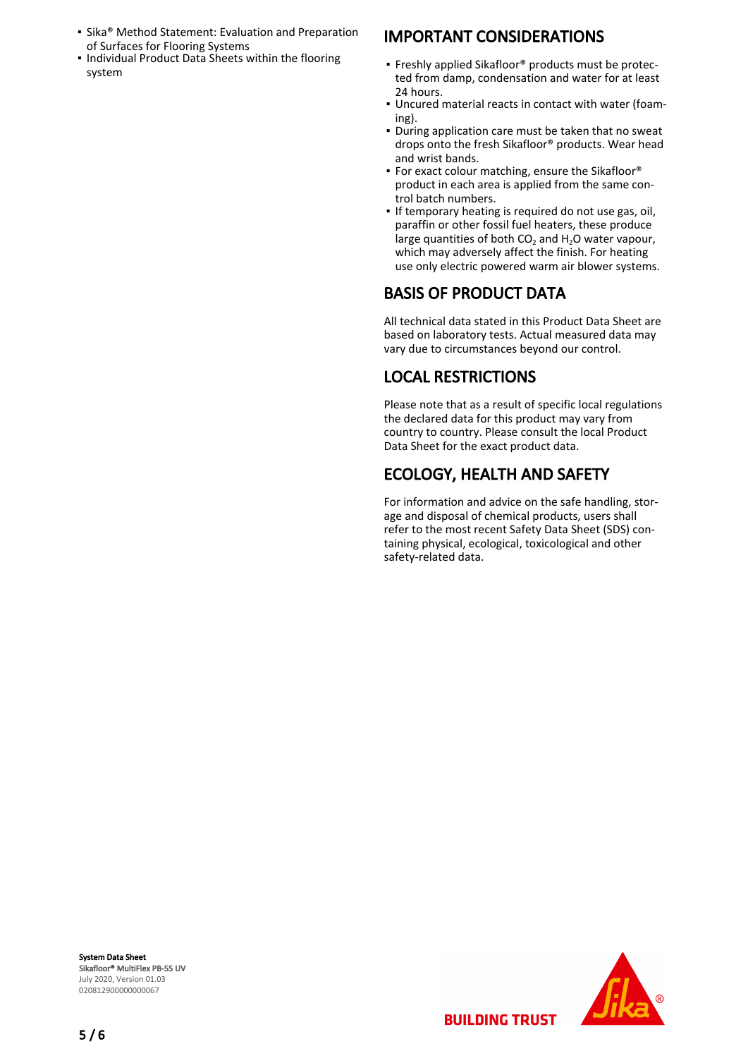- Sika® Method Statement: Evaluation and Preparation of Surfaces for Flooring Systems
- Individual Product Data Sheets within the flooring system

## IMPORTANT CONSIDERATIONS

- Freshly applied Sikafloor® products must be protected from damp, condensation and water for at least 24 hours.
- Uncured material reacts in contact with water (foaming).
- During application care must be taken that no sweat drops onto the fresh Sikafloor® products. Wear head and wrist bands.
- For exact colour matching, ensure the Sikafloor® product in each area is applied from the same control batch numbers.
- If temporary heating is required do not use gas, oil, paraffin or other fossil fuel heaters, these produce large quantities of both $CO_2$ and $H_2O$ water vapour, which may adversely affect the finish. For heating use only electric powered warm air blower systems.

## BASIS OF PRODUCT DATA

All technical data stated in this Product Data Sheet are based on laboratory tests. Actual measured data may vary due to circumstances beyond our control.

## LOCAL RESTRICTIONS

Please note that as a result of specific local regulations the declared data for this product may vary from country to country. Please consult the local Product Data Sheet for the exact product data.

## ECOLOGY, HEALTH AND SAFETY

For information and advice on the safe handling, storage and disposal of chemical products, users shall refer to the most recent Safety Data Sheet (SDS) containing physical, ecological, toxicological and other safety-related data.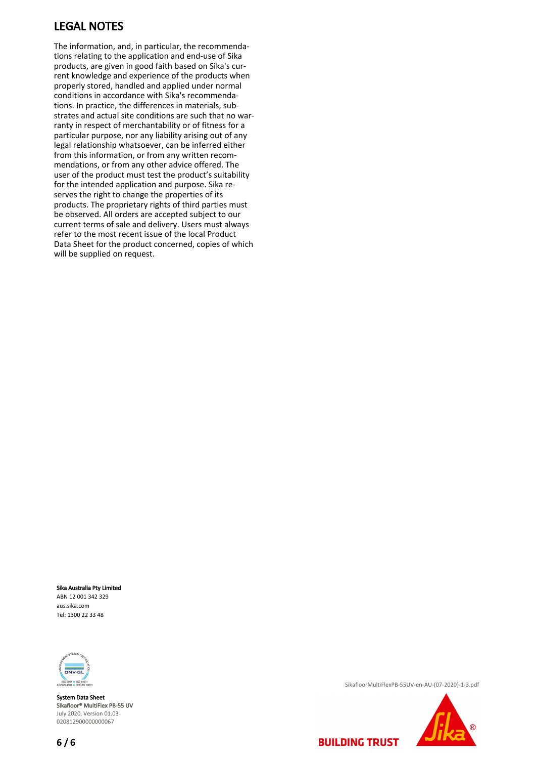## LEGAL NOTES

The information, and, in particular, the recommendations relating to the application and end-use of Sika products, are given in good faith based on Sika's current knowledge and experience of the products when properly stored, handled and applied under normal conditions in accordance with Sika's recommendations. In practice, the differences in materials, substrates and actual site conditions are such that no warranty in respect of merchantability or of fitness for a particular purpose, nor any liability arising out of any legal relationship whatsoever, can be inferred either from this information, or from any written recommendations, or from any other advice offered. The user of the product must test the product's suitability for the intended application and purpose. Sika reserves the right to change the properties of its products. The proprietary rights of third parties must be observed. All orders are accepted subject to our current terms of sale and delivery. Users must always refer to the most recent issue of the local Product Data Sheet for the product concerned, copies of which will be supplied on request.

**Sika Australia Pty Limited**
ABN 12 001 342 329
aus.sika.com
Tel: 1300 22 33 48

**System Data Sheet**
**Sikafloor® MultiFlex PB-55 UV**
July 2020, Version 01.03
020812900000000067

SikafloorMultiFlexPB-55UV-en-AU-(07-2020)-1-3.pdf